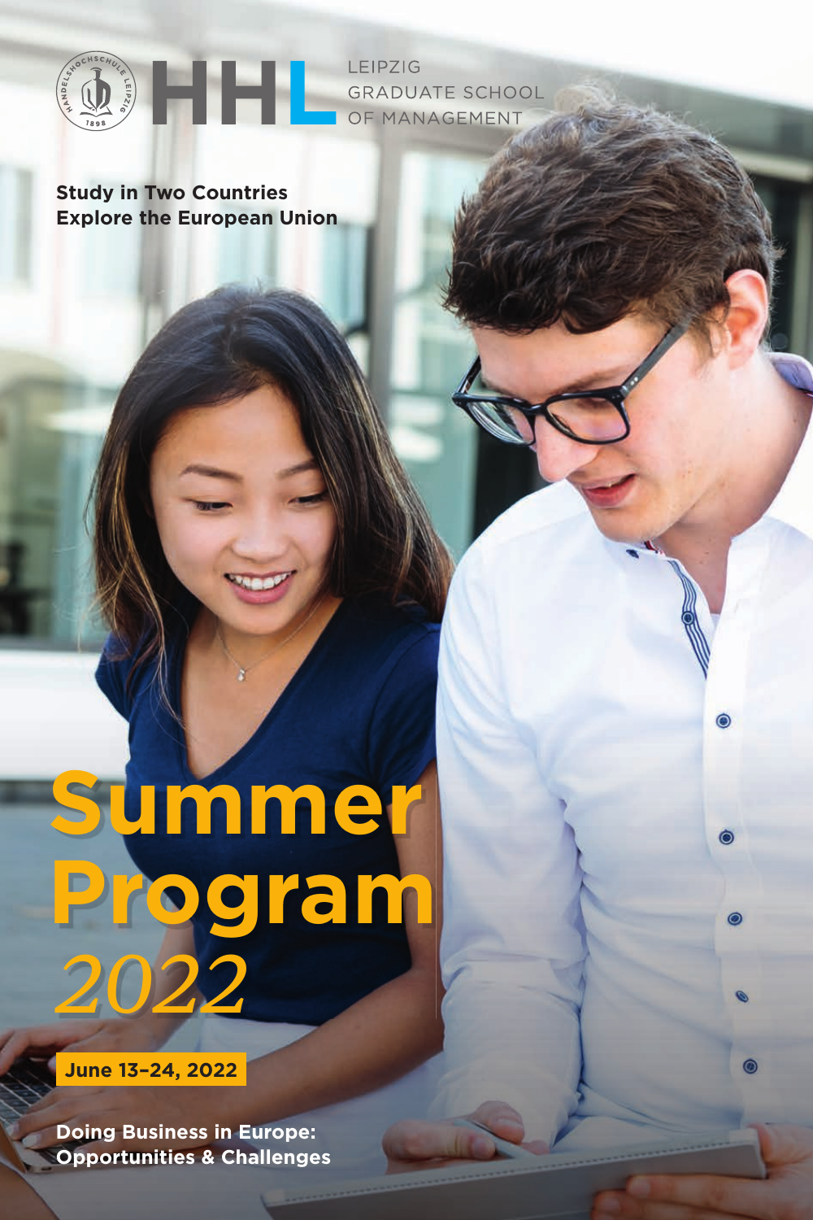HHL LEIPZIG GRADUATE SCHOOL OF MANAGEMENT

**Study in Two Countries**
**Explore the European Union**

# Summer Program *2022*

**June 13–24, 2022**

**Doing Business in Europe: Opportunities & Challenges**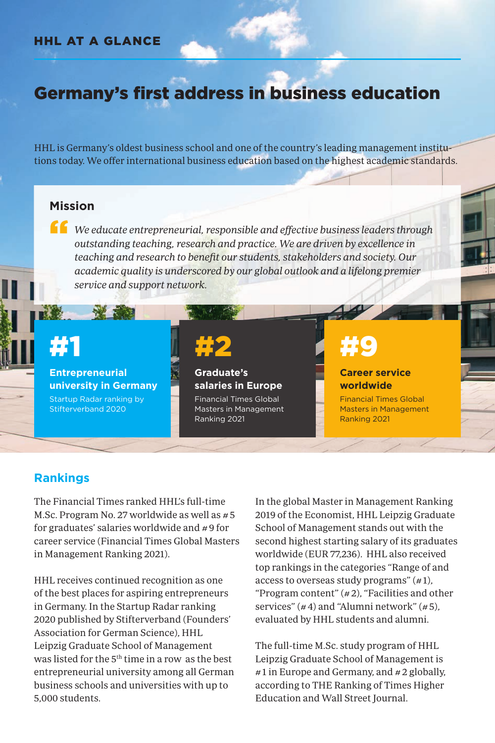HHL AT A GLANCE

# Germany's first address in business education

HHL is Germany's oldest business school and one of the country's leading management institutions today. We offer international business education based on the highest academic standards.

## Mission

*We educate entrepreneurial, responsible and effective business leaders through outstanding teaching, research and practice. We are driven by excellence in teaching and research to benefit our students, stakeholders and society. Our academic quality is underscored by our global outlook and a lifelong premier service and support network.*

**#1**

**Entrepreneurial university in Germany**

Startup Radar ranking by Stifterverband 2020

**#2**

**Graduate's salaries in Europe**

Financial Times Global Masters in Management Ranking 2021

**#9**

**Career service worldwide**

Financial Times Global Masters in Management Ranking 2021

## Rankings

The Financial Times ranked HHL's full-time M.Sc. Program No. 27 worldwide as well as # 5 for graduates' salaries worldwide and # 9 for career service (Financial Times Global Masters in Management Ranking 2021).

HHL receives continued recognition as one of the best places for aspiring entrepreneurs in Germany. In the Startup Radar ranking 2020 published by Stifterverband (Founders' Association for German Science), HHL Leipzig Graduate School of Management was listed for the 5th time in a row as the best entrepreneurial university among all German business schools and universities with up to 5,000 students.

In the global Master in Management Ranking 2019 of the Economist, HHL Leipzig Graduate School of Management stands out with the second highest starting salary of its graduates worldwide (EUR 77,236). HHL also received top rankings in the categories "Range of and access to overseas study programs" (# 1), "Program content" (# 2), "Facilities and other services" (# 4) and "Alumni network" (# 5), evaluated by HHL students and alumni.

The full-time M.Sc. study program of HHL Leipzig Graduate School of Management is # 1 in Europe and Germany, and # 2 globally, according to THE Ranking of Times Higher Education and Wall Street Journal.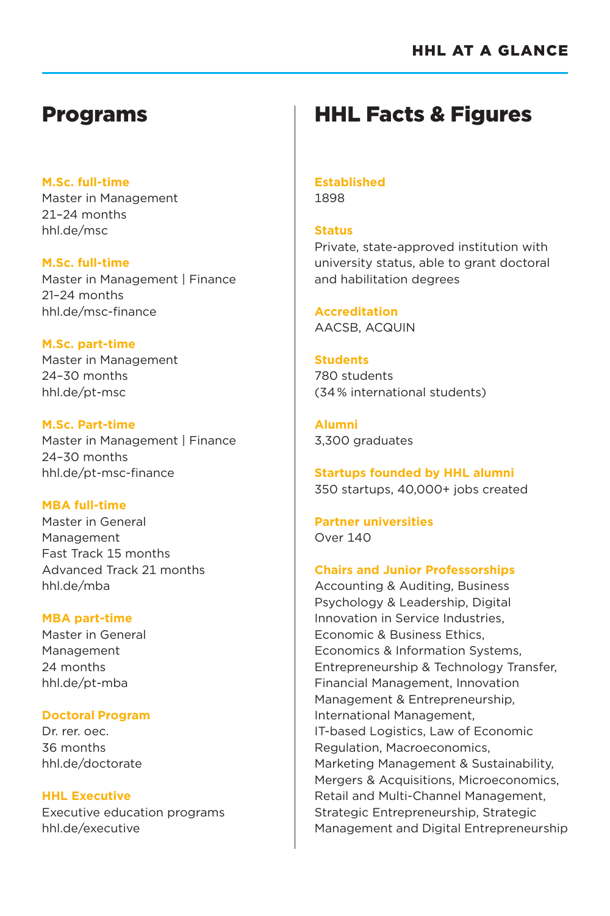# HHL AT A GLANCE

## Programs

**M.Sc. full-time**
Master in Management
21–24 months
hhl.de/msc

**M.Sc. full-time**
Master in Management | Finance
21–24 months
hhl.de/msc-finance

**M.Sc. part-time**
Master in Management
24–30 months
hhl.de/pt-msc

**M.Sc. Part-time**
Master in Management | Finance
24–30 months
hhl.de/pt-msc-finance

**MBA full-time**
Master in General Management
Fast Track 15 months
Advanced Track 21 months
hhl.de/mba

**MBA part-time**
Master in General Management
24 months
hhl.de/pt-mba

**Doctoral Program**
Dr. rer. oec.
36 months
hhl.de/doctorate

**HHL Executive**
Executive education programs
hhl.de/executive

## HHL Facts & Figures

**Established**
1898

**Status**
Private, state-approved institution with university status, able to grant doctoral and habilitation degrees

**Accreditation**
AACSB, ACQUIN

**Students**
780 students
(34 % international students)

**Alumni**
3,300 graduates

**Startups founded by HHL alumni**
350 startups, 40,000+ jobs created

**Partner universities**
Over 140

**Chairs and Junior Professorships**
Accounting & Auditing, Business Psychology & Leadership, Digital Innovation in Service Industries, Economic & Business Ethics, Economics & Information Systems, Entrepreneurship & Technology Transfer, Financial Management, Innovation Management & Entrepreneurship, International Management, IT-based Logistics, Law of Economic Regulation, Macroeconomics, Marketing Management & Sustainability, Mergers & Acquisitions, Microeconomics, Retail and Multi-Channel Management, Strategic Entrepreneurship, Strategic Management and Digital Entrepreneurship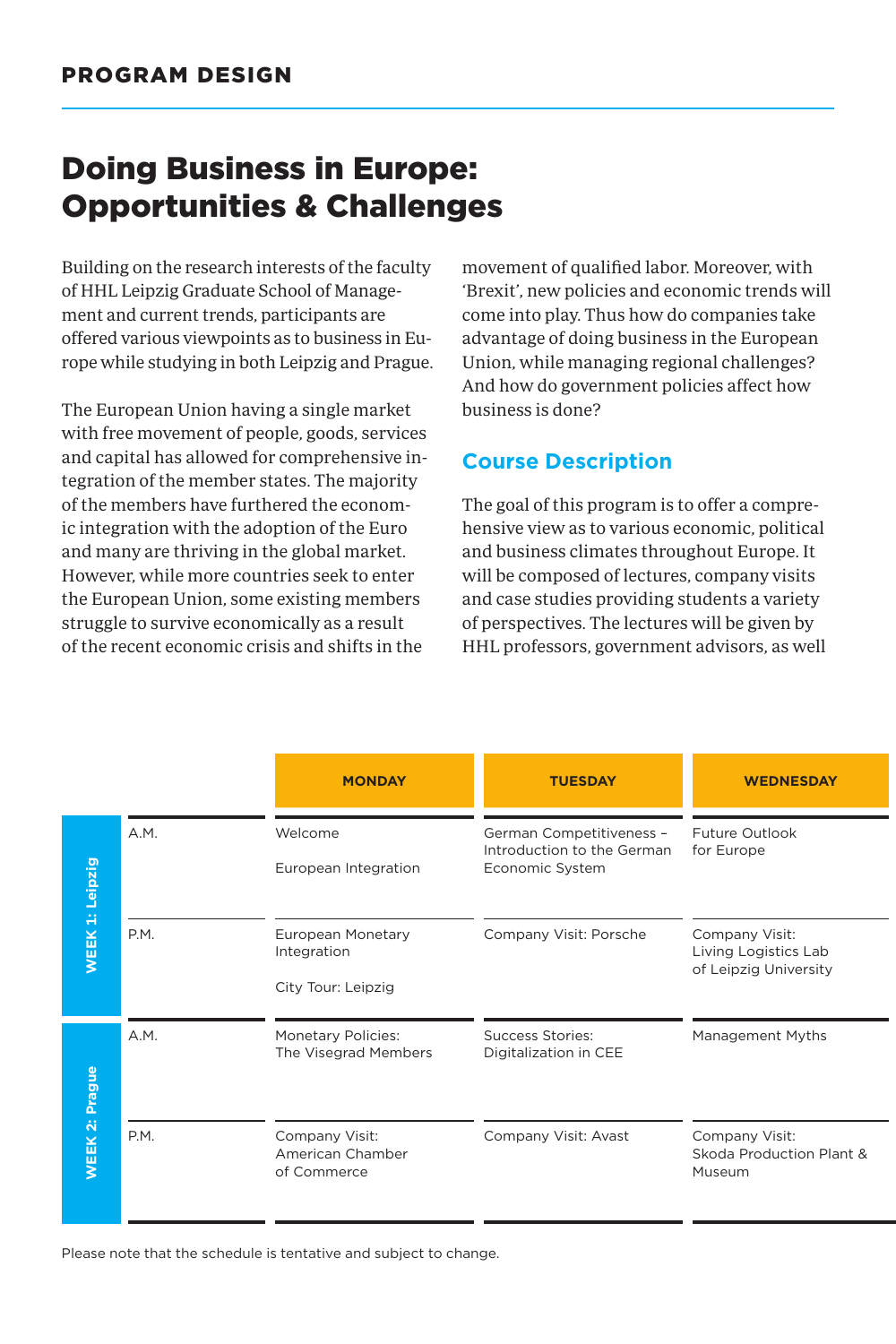## PROGRAM DESIGN

# Doing Business in Europe: Opportunities & Challenges

Building on the research interests of the faculty of HHL Leipzig Graduate School of Management and current trends, participants are offered various viewpoints as to business in Europe while studying in both Leipzig and Prague.

The European Union having a single market with free movement of people, goods, services and capital has allowed for comprehensive integration of the member states. The majority of the members have furthered the economic integration with the adoption of the Euro and many are thriving in the global market. However, while more countries seek to enter the European Union, some existing members struggle to survive economically as a result of the recent economic crisis and shifts in the movement of qualified labor. Moreover, with 'Brexit', new policies and economic trends will come into play. Thus how do companies take advantage of doing business in the European Union, while managing regional challenges? And how do government policies affect how business is done?

### Course Description

The goal of this program is to offer a comprehensive view as to various economic, political and business climates throughout Europe. It will be composed of lectures, company visits and case studies providing students a variety of perspectives. The lectures will be given by HHL professors, government advisors, as well

| | | MONDAY | TUESDAY | WEDNESDAY |
|---|---|---|---|---|
| WEEK 1: Leipzig | A.M. | Welcome<br><br>European Integration | German Competitiveness – Introduction to the German Economic System | Future Outlook for Europe |
| | P.M. | European Monetary Integration<br><br>City Tour: Leipzig | Company Visit: Porsche | Company Visit: Living Logistics Lab of Leipzig University |
| WEEK 2: Prague | A.M. | Monetary Policies: The Visegrad Members | Success Stories: Digitalization in CEE | Management Myths |
| | P.M. | Company Visit: American Chamber of Commerce | Company Visit: Avast | Company Visit: Skoda Production Plant & Museum |

Please note that the schedule is tentative and subject to change.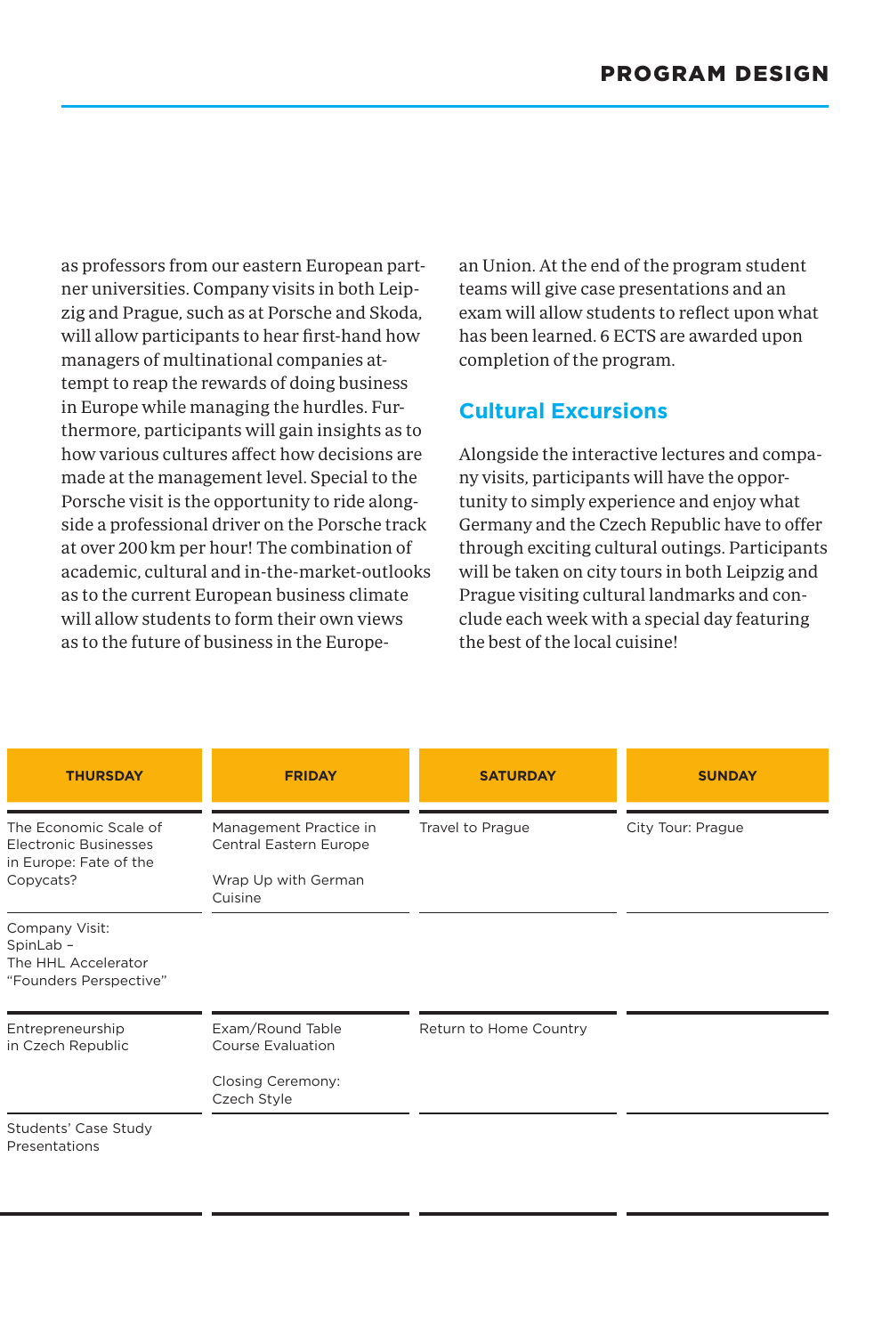as professors from our eastern European partner universities. Company visits in both Leipzig and Prague, such as at Porsche and Skoda, will allow participants to hear first-hand how managers of multinational companies attempt to reap the rewards of doing business in Europe while managing the hurdles. Furthermore, participants will gain insights as to how various cultures affect how decisions are made at the management level. Special to the Porsche visit is the opportunity to ride alongside a professional driver on the Porsche track at over 200 km per hour! The combination of academic, cultural and in-the-market-outlooks as to the current European business climate will allow students to form their own views as to the future of business in the European Union. At the end of the program student teams will give case presentations and an exam will allow students to reflect upon what has been learned. 6 ECTS are awarded upon completion of the program.

## Cultural Excursions

Alongside the interactive lectures and company visits, participants will have the opportunity to simply experience and enjoy what Germany and the Czech Republic have to offer through exciting cultural outings. Participants will be taken on city tours in both Leipzig and Prague visiting cultural landmarks and conclude each week with a special day featuring the best of the local cuisine!

| THURSDAY | FRIDAY | SATURDAY | SUNDAY |
|---|---|---|---|
| The Economic Scale of Electronic Businesses in Europe: Fate of the Copycats? | Management Practice in Central Eastern Europe<br><br>Wrap Up with German Cuisine | Travel to Prague | City Tour: Prague |
| Company Visit: SpinLab – The HHL Accelerator "Founders Perspective" | | | |
| Entrepreneurship in Czech Republic | Exam/Round Table Course Evaluation<br><br>Closing Ceremony: Czech Style | Return to Home Country | |
| Students' Case Study Presentations | | | |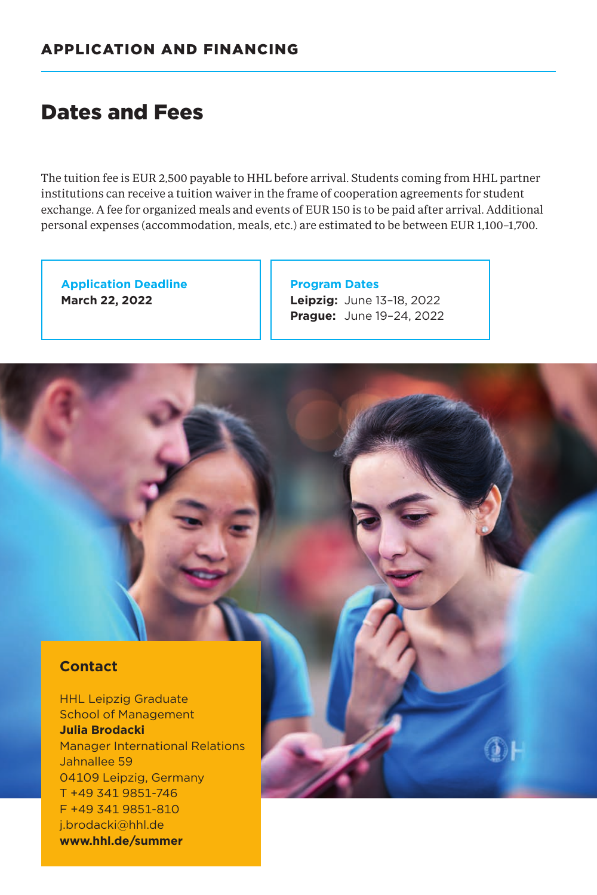## APPLICATION AND FINANCING

# Dates and Fees

The tuition fee is EUR 2,500 payable to HHL before arrival. Students coming from HHL partner institutions can receive a tuition waiver in the frame of cooperation agreements for student exchange. A fee for organized meals and events of EUR 150 is to be paid after arrival. Additional personal expenses (accommodation, meals, etc.) are estimated to be between EUR 1,100–1,700.

**Application Deadline**
**March 22, 2022**

**Program Dates**
**Leipzig:** June 13–18, 2022
**Prague:** June 19–24, 2022

### Contact

HHL Leipzig Graduate School of Management
**Julia Brodacki**
Manager International Relations
Jahnallee 59
04109 Leipzig, Germany
T +49 341 9851-746
F +49 341 9851-810
j.brodacki@hhl.de
**www.hhl.de/summer**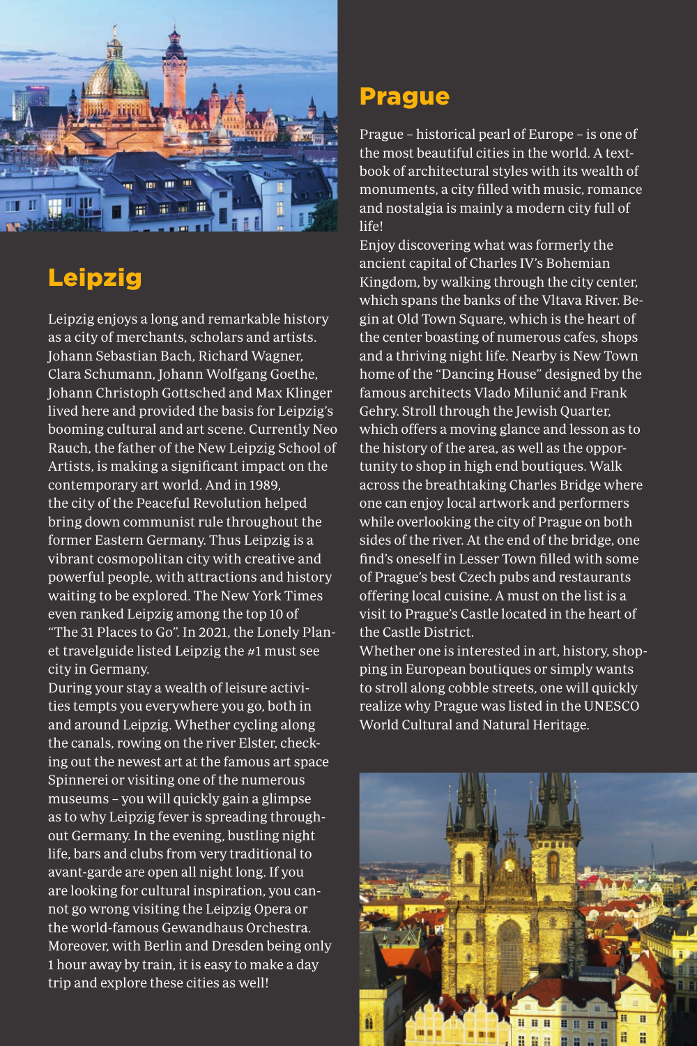## Leipzig

Leipzig enjoys a long and remarkable history as a city of merchants, scholars and artists. Johann Sebastian Bach, Richard Wagner, Clara Schumann, Johann Wolfgang Goethe, Johann Christoph Gottsched and Max Klinger lived here and provided the basis for Leipzig's booming cultural and art scene. Currently Neo Rauch, the father of the New Leipzig School of Artists, is making a significant impact on the contemporary art world. And in 1989, the city of the Peaceful Revolution helped bring down communist rule throughout the former Eastern Germany. Thus Leipzig is a vibrant cosmopolitan city with creative and powerful people, with attractions and history waiting to be explored. The New York Times even ranked Leipzig among the top 10 of "The 31 Places to Go". In 2021, the Lonely Planet travelguide listed Leipzig the #1 must see city in Germany.

During your stay a wealth of leisure activities tempts you everywhere you go, both in and around Leipzig. Whether cycling along the canals, rowing on the river Elster, checking out the newest art at the famous art space Spinnerei or visiting one of the numerous museums – you will quickly gain a glimpse as to why Leipzig fever is spreading throughout Germany. In the evening, bustling night life, bars and clubs from very traditional to avant-garde are open all night long. If you are looking for cultural inspiration, you cannot go wrong visiting the Leipzig Opera or the world-famous Gewandhaus Orchestra. Moreover, with Berlin and Dresden being only 1 hour away by train, it is easy to make a day trip and explore these cities as well!

## Prague

Prague – historical pearl of Europe – is one of the most beautiful cities in the world. A textbook of architectural styles with its wealth of monuments, a city filled with music, romance and nostalgia is mainly a modern city full of life!

Enjoy discovering what was formerly the ancient capital of Charles IV's Bohemian Kingdom, by walking through the city center, which spans the banks of the Vltava River. Begin at Old Town Square, which is the heart of the center boasting of numerous cafes, shops and a thriving night life. Nearby is New Town home of the "Dancing House" designed by the famous architects Vlado Milunić and Frank Gehry. Stroll through the Jewish Quarter, which offers a moving glance and lesson as to the history of the area, as well as the opportunity to shop in high end boutiques. Walk across the breathtaking Charles Bridge where one can enjoy local artwork and performers while overlooking the city of Prague on both sides of the river. At the end of the bridge, one find's oneself in Lesser Town filled with some of Prague's best Czech pubs and restaurants offering local cuisine. A must on the list is a visit to Prague's Castle located in the heart of the Castle District.

Whether one is interested in art, history, shopping in European boutiques or simply wants to stroll along cobble streets, one will quickly realize why Prague was listed in the UNESCO World Cultural and Natural Heritage.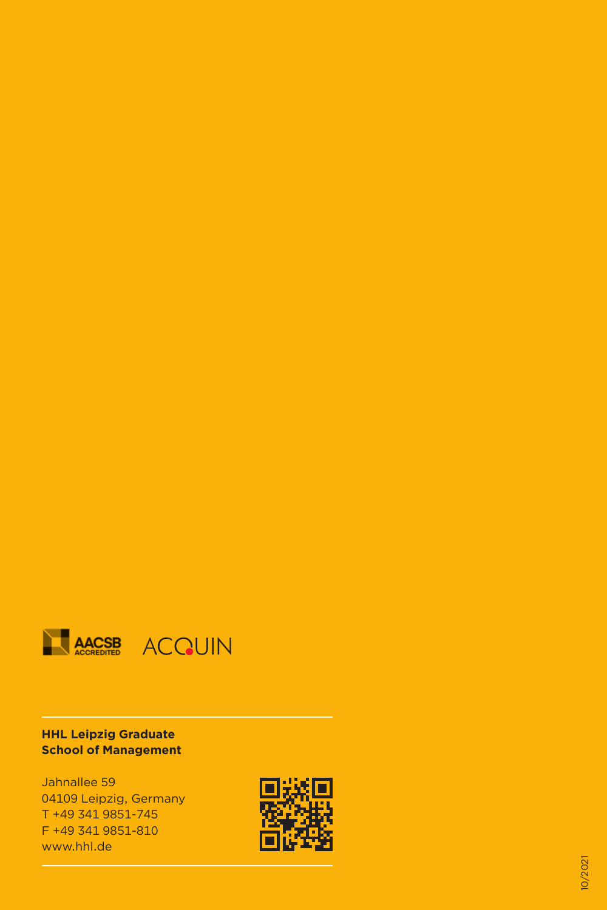AACSB ACCREDITED ACQUIN

**HHL Leipzig Graduate School of Management**

Jahnallee 59
04109 Leipzig, Germany
T +49 341 9851-745
F +49 341 9851-810
www.hhl.de

10/2021